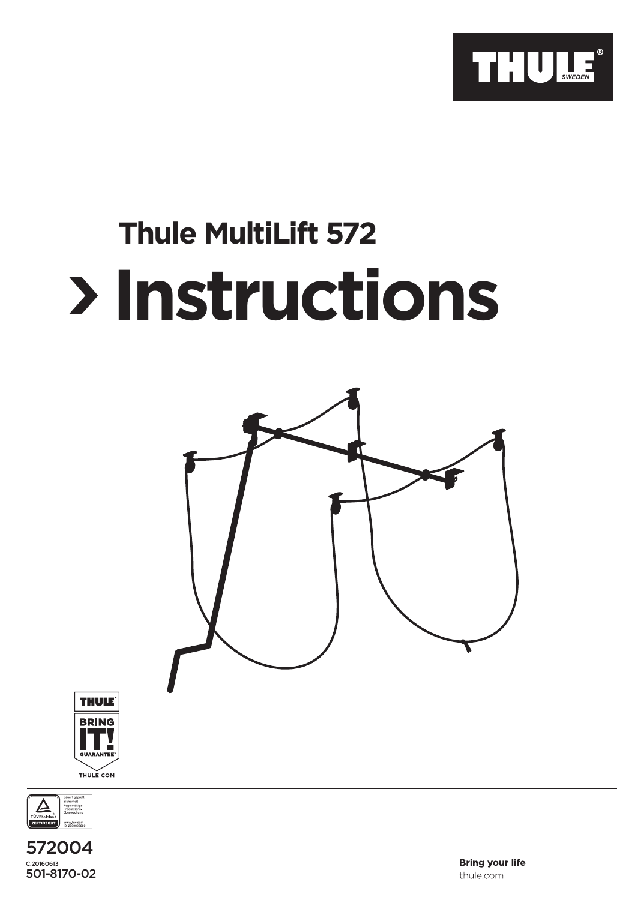THULE SWEDEN

## Thule MultiLift 572

# › Instructions

THULE BRING IT! GUARANTEE THULE.COM

TÜVRheinland ZERTIFIZIERT Bauart geprüft Sicherheit Regelmäßige Produktions-überwachung www.tuv.com ID 0000000000

572004

C.20160613

501-8170-02

**Bring your life**

thule.com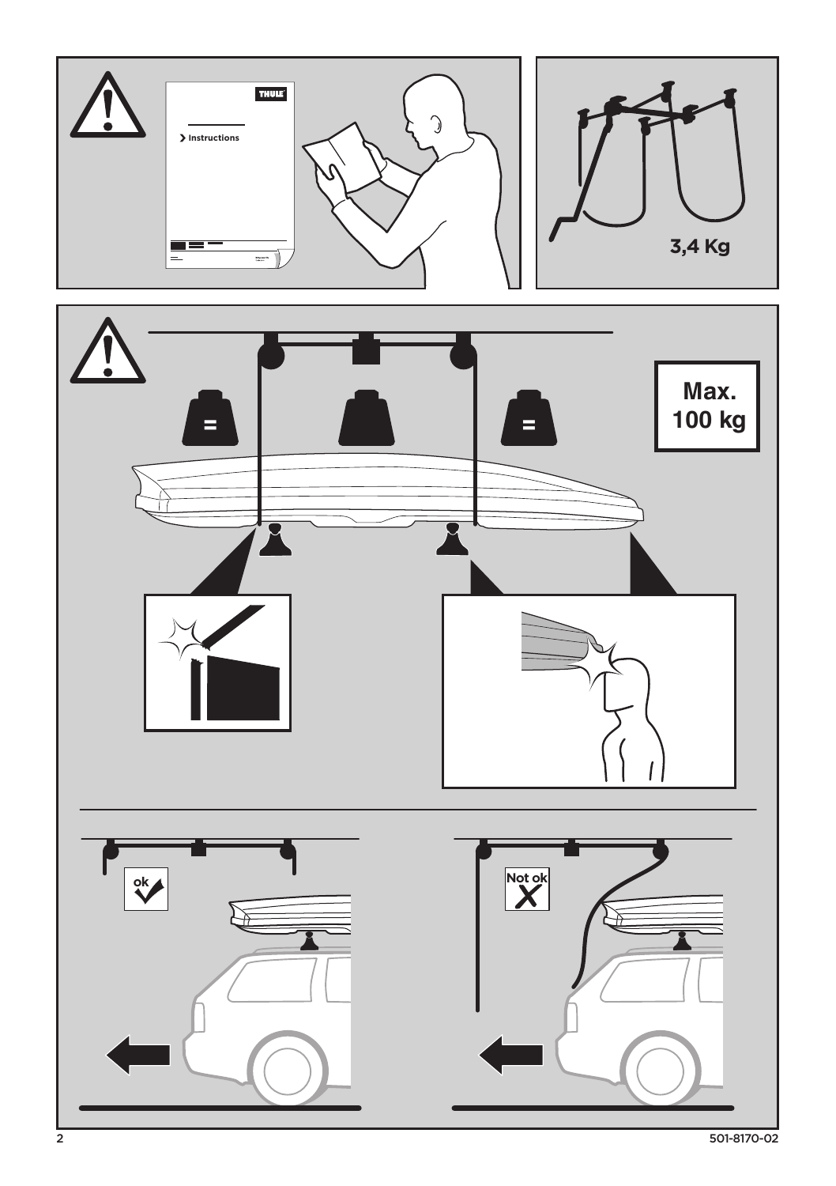Instructions

3,4 Kg

Max.
100 kg

ok

Not ok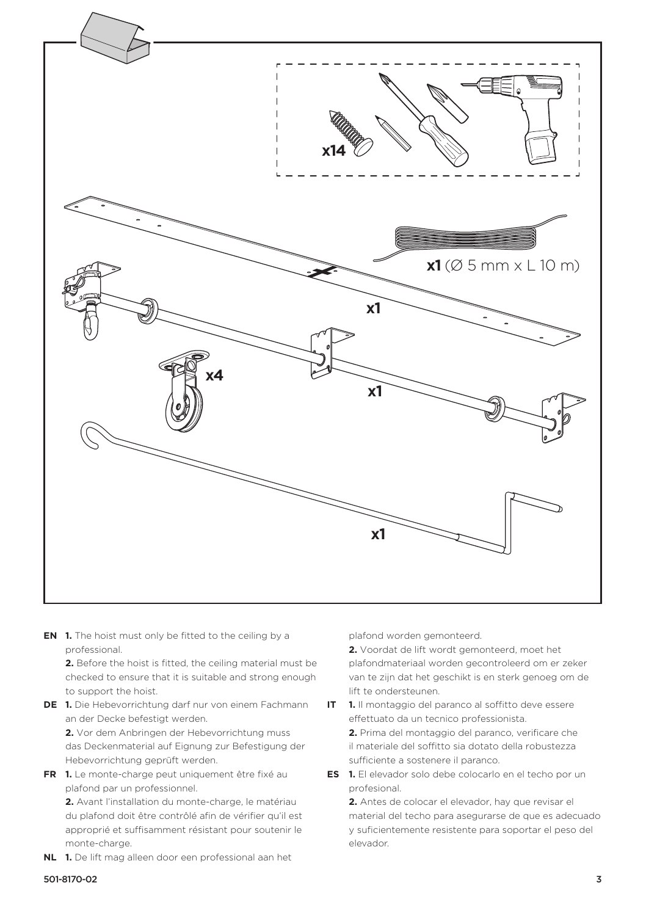x14

x1 (Ø 5 mm x L 10 m)

x1

x4

x1

x1

**EN** **1.** The hoist must only be fitted to the ceiling by a professional.
**2.** Before the hoist is fitted, the ceiling material must be checked to ensure that it is suitable and strong enough to support the hoist.

**DE** **1.** Die Hebevorrichtung darf nur von einem Fachmann an der Decke befestigt werden.
**2.** Vor dem Anbringen der Hebevorrichtung muss das Deckenmaterial auf Eignung zur Befestigung der Hebevorrichtung geprüft werden.

**FR** **1.** Le monte-charge peut uniquement être fixé au plafond par un professionnel.
**2.** Avant l'installation du monte-charge, le matériau du plafond doit être contrôlé afin de vérifier qu'il est approprié et suffisamment résistant pour soutenir le monte-charge.

**NL** **1.** De lift mag alleen door een professional aan het plafond worden gemonteerd.
**2.** Voordat de lift wordt gemonteerd, moet het plafondmateriaal worden gecontroleerd om er zeker van te zijn dat het geschikt is en sterk genoeg om de lift te ondersteunen.

**IT** **1.** Il montaggio del paranco al soffitto deve essere effettuato da un tecnico professionista.
**2.** Prima del montaggio del paranco, verificare che il materiale del soffitto sia dotato della robustezza sufficiente a sostenere il paranco.

**ES** **1.** El elevador solo debe colocarlo en el techo por un profesional.
**2.** Antes de colocar el elevador, hay que revisar el material del techo para asegurarse de que es adecuado y suficientemente resistente para soportar el peso del elevador.

501-8170-02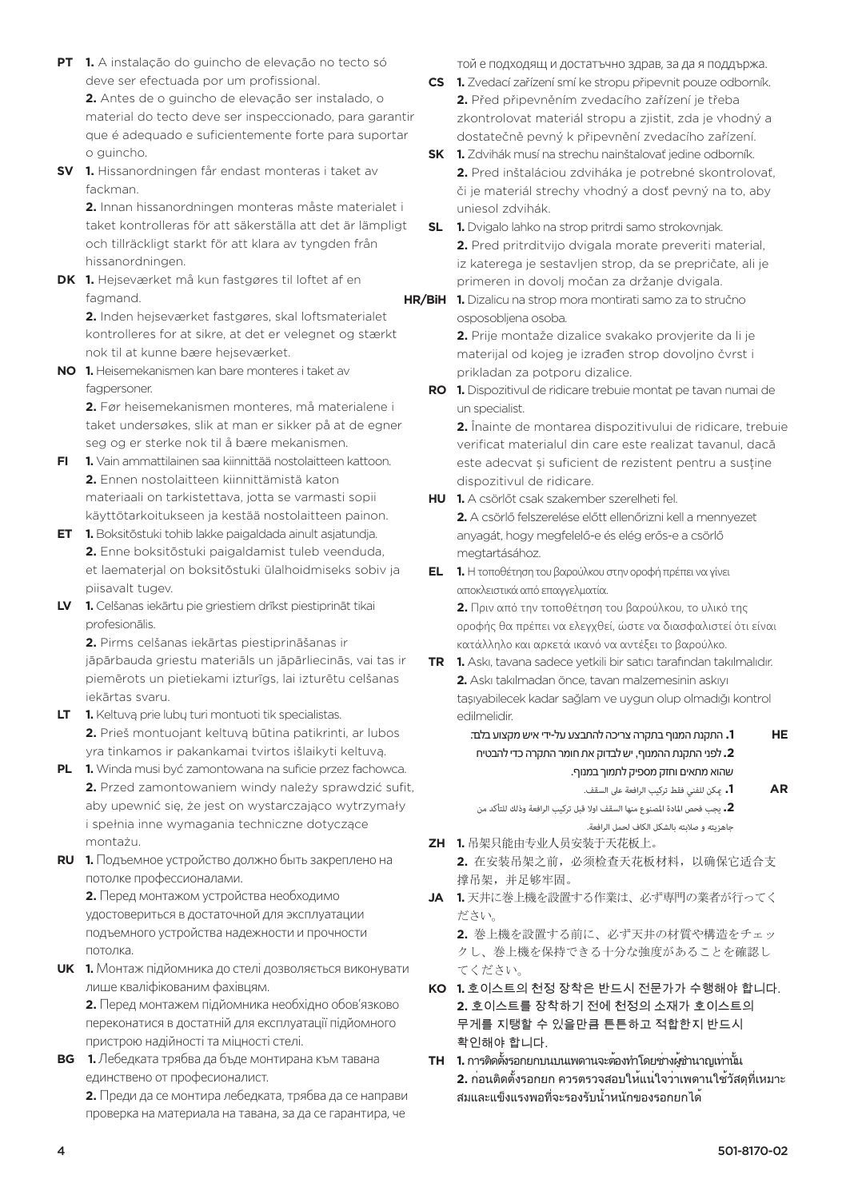**PT** **1.** A instalação do guincho de elevação no tecto só deve ser efectuada por um profissional.
**2.** Antes de o guincho de elevação ser instalado, o material do tecto deve ser inspeccionado, para garantir que é adequado e suficientemente forte para suportar o guincho.

**SV** **1.** Hissanordningen får endast monteras i taket av fackman.
**2.** Innan hissanordningen monteras måste materialet i taket kontrolleras för att säkerställa att det är lämpligt och tillräckligt starkt för att klara av tyngden från hissanordningen.

**DK** **1.** Hejseværket må kun fastgøres til loftet af en fagmand.
**2.** Inden hejseværket fastgøres, skal loftsmaterialet kontrolleres for at sikre, at det er velegnet og stærkt nok til at kunne bære hejseværket.

**NO** **1.** Heisemekanismen kan bare monteres i taket av fagpersoner.
**2.** Før heisemekanismen monteres, må materialene i taket undersøkes, slik at man er sikker på at de egner seg og er sterke nok til å bære mekanismen.

**FI** **1.** Vain ammattilainen saa kiinnittää nostolaitteen kattoon.
**2.** Ennen nostolaitteen kiinnittämistä katon materiaali on tarkistettava, jotta se varmasti sopii käyttötarkoitukseen ja kestää nostolaitteen painon.

**ET** **1.** Boksitõstuki tohib lakke paigaldada ainult asjatundja.
**2.** Enne boksitõstuki paigaldamist tuleb veenduda, et laematerjal on boksitõstuki ülalhoidmiseks sobiv ja piisavalt tugev.

**LV** **1.** Celšanas iekārtu pie griestiem drīkst piestiprināt tikai profesionālis.
**2.** Pirms celšanas iekārtas piestiprināšanas ir jāpārbauda griestu materiāls un jāpārliecinās, vai tas ir piemērots un pietiekami izturīgs, lai izturētu celšanas iekārtas svaru.

**LT** **1.** Keltuvą prie lubų turi montuoti tik specialistas.
**2.** Prieš montuojant keltuvą būtina patikrinti, ar lubos yra tinkamos ir pakankamai tvirtos išlaikyti keltuvą.

**PL** **1.** Winda musi być zamontowana na suficie przez fachowca.
**2.** Przed zamontowaniem windy należy sprawdzić sufit, aby upewnić się, że jest on wystarczająco wytrzymały i spełnia inne wymagania techniczne dotyczące montażu.

**RU** **1.** Подъемное устройство должно быть закреплено на потолке профессионалами.
**2.** Перед монтажом устройства необходимо удостовериться в достаточной для эксплуатации подъемного устройства надежности и прочности потолка.

**UK** **1.** Монтаж підйомника до стелі дозволяється виконувати лише кваліфікованим фахівцям.
**2.** Перед монтажем підйомника необхідно обов'язково переконатися в достатній для експлуатації підйомного пристрою надійності та міцності стелі.

**BG** **1.** Лебедката трябва да бъде монтирана към тавана единствено от професионалист.
**2.** Преди да се монтира лебедката, трябва да се направи проверка на материала на тавана, за да се гарантира, че той е подходящ и достатъчно здрав, за да я поддържа.

**CS** **1.** Zvedací zařízení smí ke stropu připevnit pouze odborník.
**2.** Před připevněním zvedacího zařízení je třeba zkontrolovat materiál stropu a zjistit, zda je vhodný a dostatečně pevný k připevnění zvedacího zařízení.

**SK** **1.** Zdvihák musí na strechu nainštalovať jedine odborník.
**2.** Pred inštaláciou zdviháka je potrebné skontrolovať, či je materiál strechy vhodný a dosť pevný na to, aby uniesol zdvihák.

**SL** **1.** Dvigalo lahko na strop pritrdi samo strokovnjak.
**2.** Pred pritrditvijo dvigala morate preveriti material, iz katerega je sestavljen strop, da se prepričate, ali je primeren in dovolj močan za držanje dvigala.

**HR/BiH** **1.** Dizalicu na strop mora montirati samo za to stručno osposobljena osoba.
**2.** Prije montaže dizalice svakako provjerite da li je materijal od kojeg je izrađen strop dovoljno čvrst i prikladan za potporu dizalice.

**RO** **1.** Dispozitivul de ridicare trebuie montat pe tavan numai de un specialist.
**2.** Înainte de montarea dispozitivului de ridicare, trebuie verificat materialul din care este realizat tavanul, dacă este adecvat și suficient de rezistent pentru a susține dispozitivul de ridicare.

**HU** **1.** A csörlőt csak szakember szerelheti fel.
**2.** A csörlő felszerelése előtt ellenőrizni kell a mennyezet anyagát, hogy megfelelő-e és elég erős-e a csörlő megtartásához.

**EL** **1.** Η τοποθέτηση του βαρούλκου στην οροφή πρέπει να γίνει αποκλειστικά από επαγγελματία.
**2.** Πριν από την τοποθέτηση του βαρούλκου, το υλικό της οροφής θα πρέπει να ελεγχθεί, ώστε να διασφαλιστεί ότι είναι κατάλληλο και αρκετά ικανό να αντέξει το βαρούλκο.

**TR** **1.** Askı, tavana sadece yetkili bir satıcı tarafından takılmalıdır.
**2.** Askı takılmadan önce, tavan malzemesinin askıyı taşıyabilecek kadar sağlam ve uygun olup olmadığı kontrol edilmelidir.

**HE** **1.** התקנת המנוף בתקרה צריכה להתבצע על-ידי איש מקצוע בלבד.
**2.** לפני התקנת המנוף, יש לבדוק את חומר התקרה כדי להבטיח שהוא מתאים וחזק מספיק לתמוך במנוף.

**AR** **1.** يمكن للفني فقط تركيب الرافعة على السقف.
**2.** يجب فحص المادة المصنوع منها السقف اولا قبل تركيب الرافعة وذلك للتأكد من جاهزيته و صلابته بالشكل الكافي لحمل الرافعة.

**ZH** **1.** 吊架只能由专业人员安装于天花板上。
**2.** 在安装吊架之前，必须检查天花板材料，以确保它适合支撑吊架，并足够牢固。

**JA** **1.** 天井に巻上機を設置する作業は、必ず専門の業者が行ってください。
**2.** 巻上機を設置する前に、必ず天井の材質や構造をチェックし、巻上機を保持できる十分な強度があることを確認してください。

**KO** **1.** 호이스트의 천정 장착은 반드시 전문가가 수행해야 합니다.
**2.** 호이스트를 장착하기 전에 천정의 소재가 호이스트의 무게를 지탱할 수 있을만큼 튼튼하고 적합한지 반드시 확인해야 합니다.

**TH** **1.** การติดตั้งรอกยกบนเพดานจะต้องทำโดยช่างผู้ชำนาญเท่านั้น
**2.** ก่อนติดตั้งรอกยก ควรตรวจสอบให้แน่ใจว่าเพดานใช้วัสดุที่เหมาะสมและแข็งแรงพอที่จะรองรับน้ำหนักของรอกยกได้

501-8170-02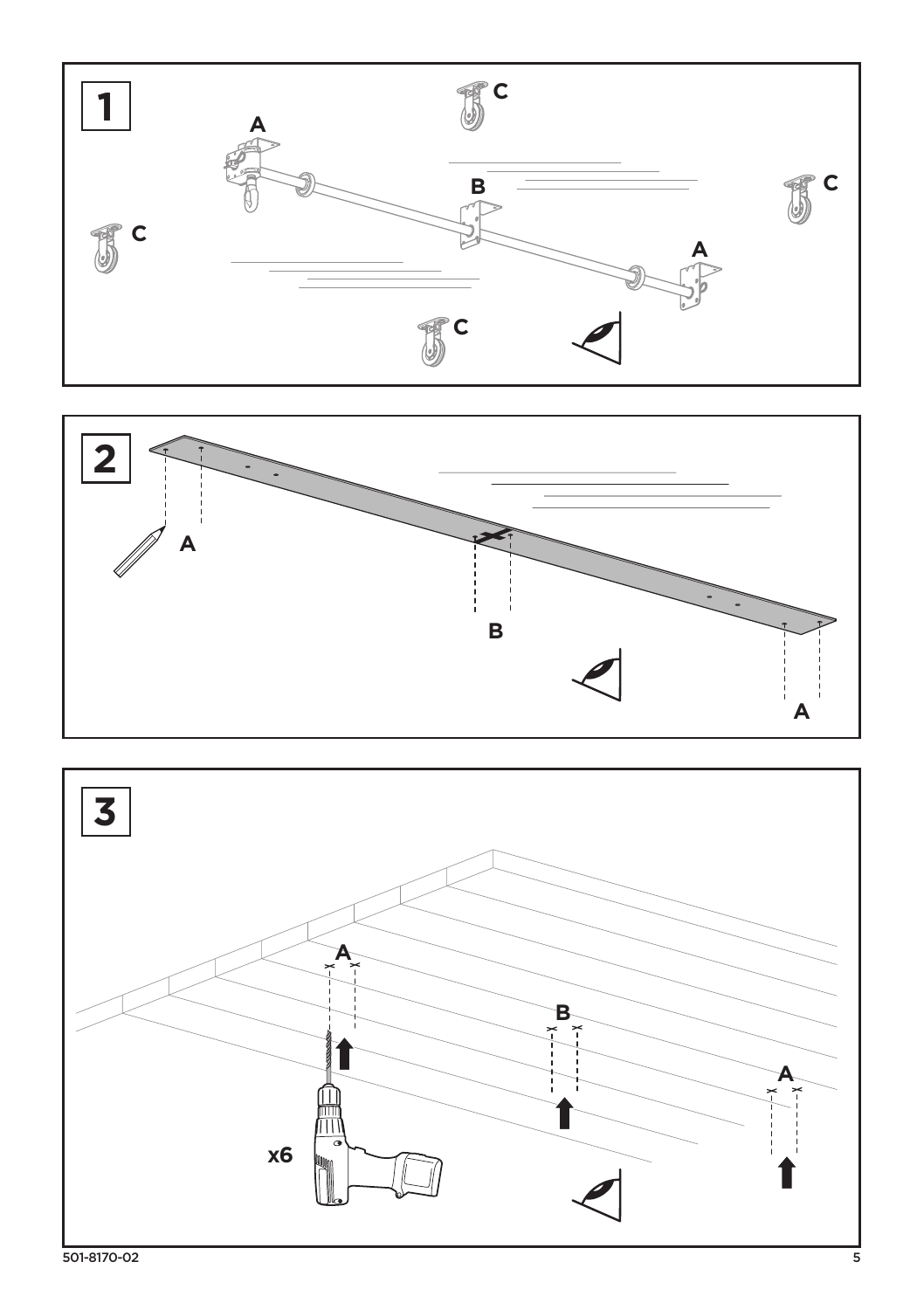**1**

A

C

B

C

C

A

C

**2**

A

B

A

**3**

A

B

A

x6

501-8170-02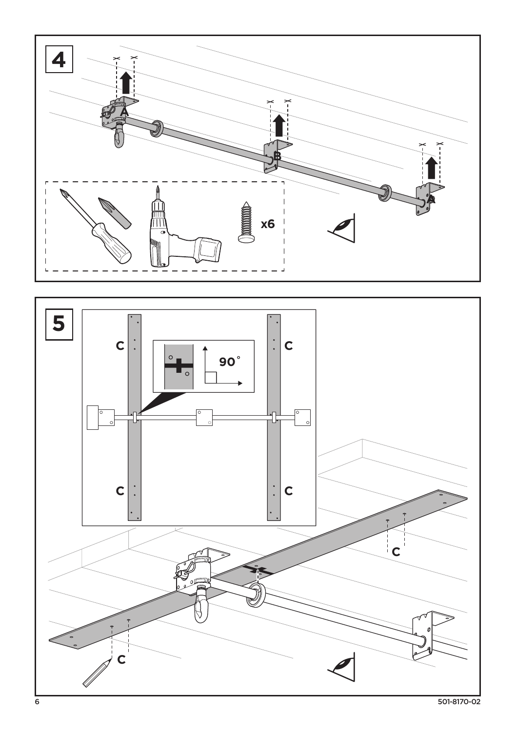4

A

B

A

x6

5

C

C

C

C

90˚

C

C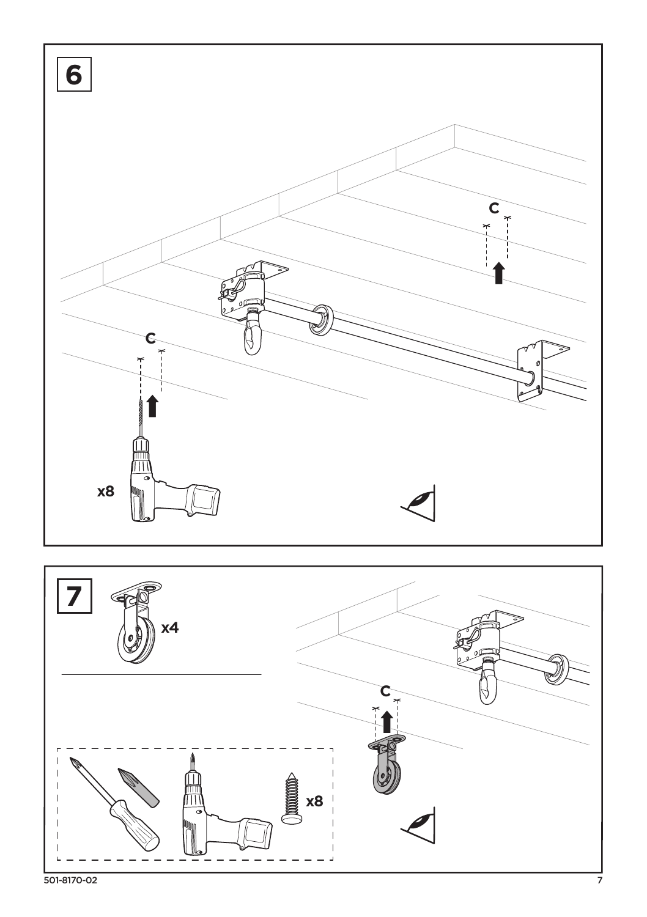6

C

C

x8

7

x4

C

x8

501-8170-02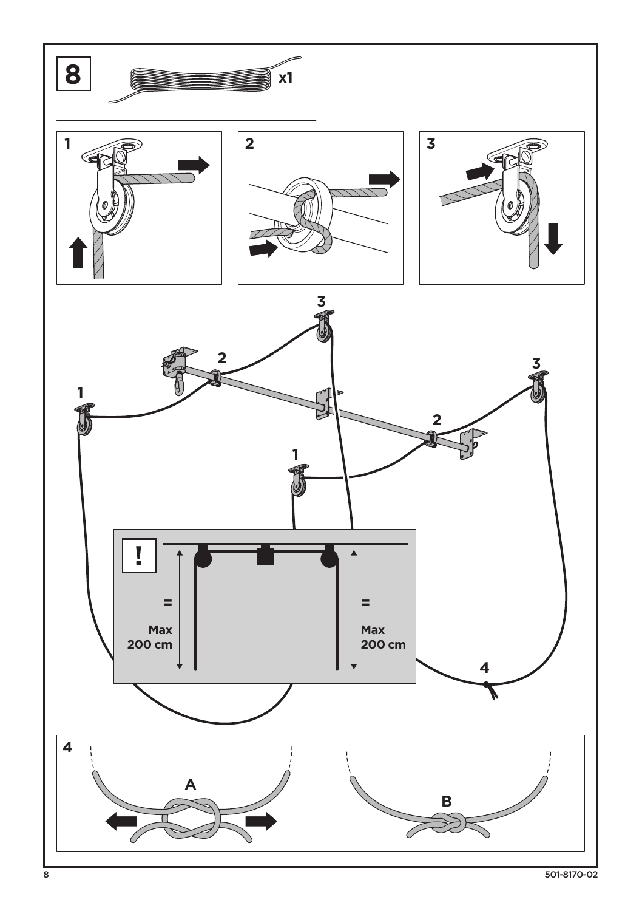8

x1

1

2

3

3

2

3

1

2

1

!

=

Max
200 cm

=

Max
200 cm

4

4

A

B

501-8170-02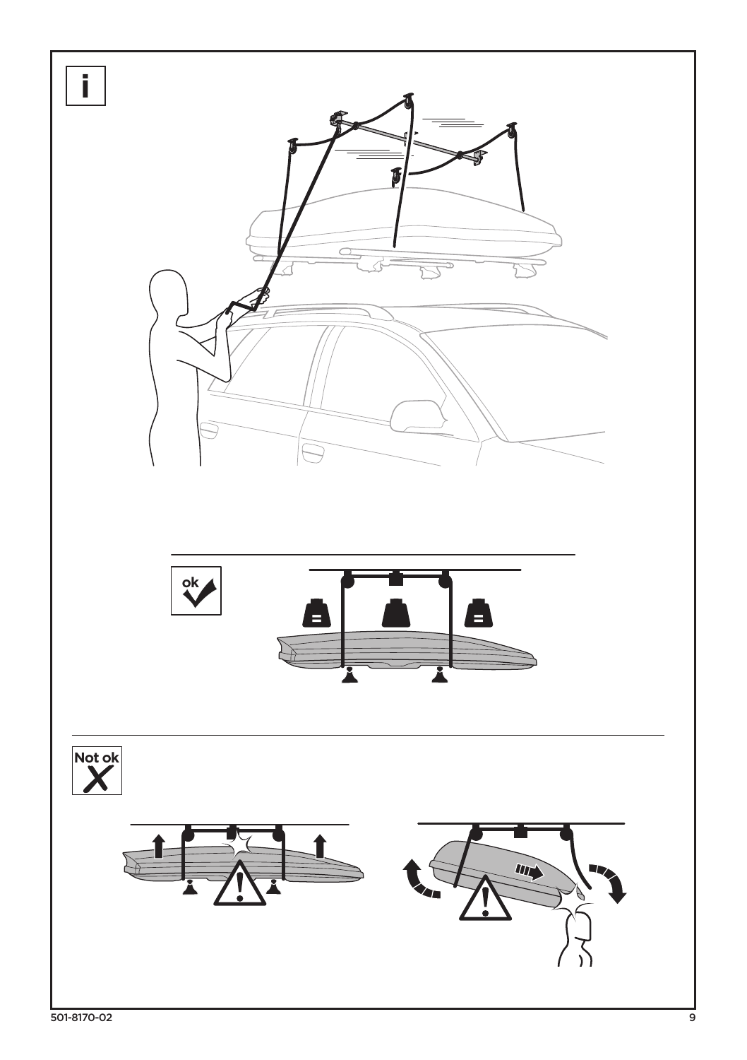i

ok

Not ok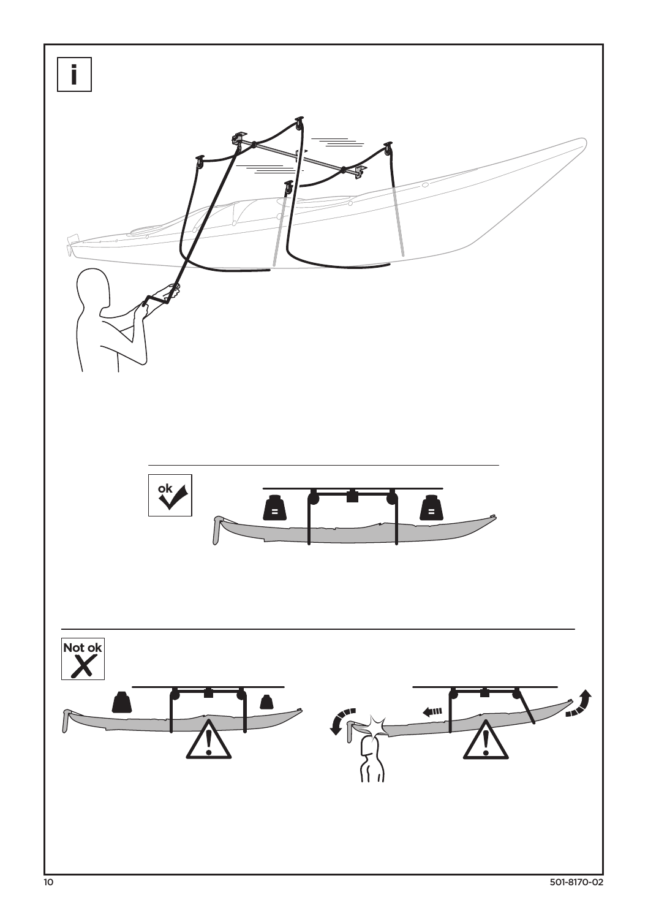i

ok

Not ok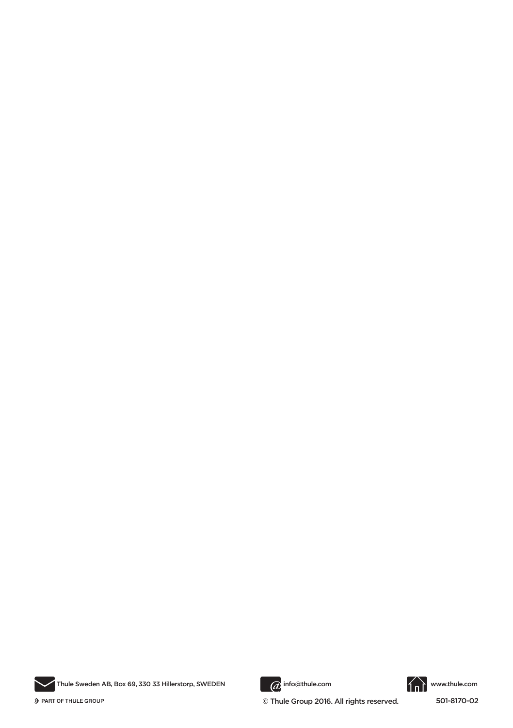Thule Sweden AB, Box 69, 330 33 Hillerstorp, SWEDEN

info@thule.com

www.thule.com

PART OF THULE GROUP

© Thule Group 2016. All rights reserved.

501-8170-02